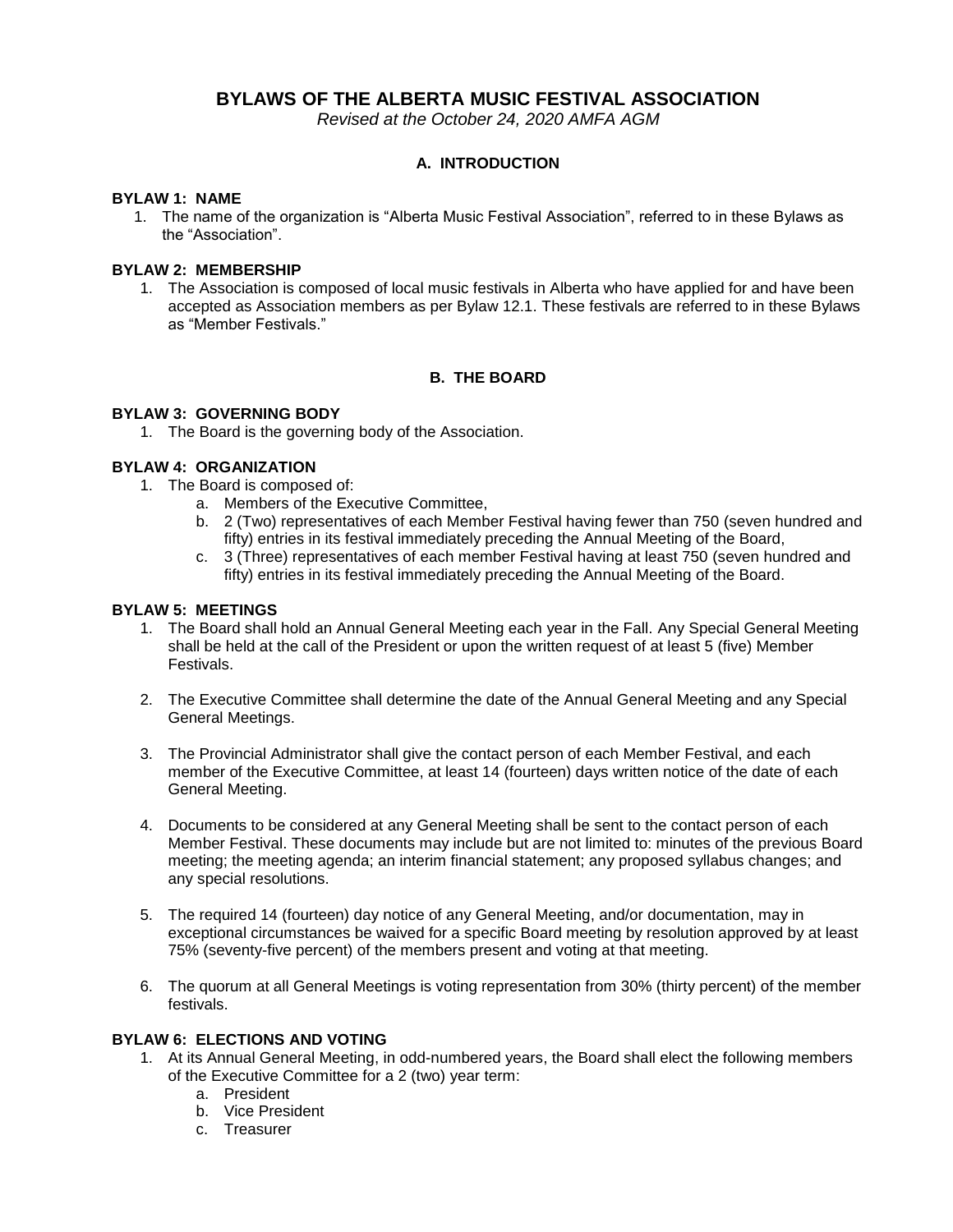# BYLAWS OF THE ALBERTA MUSIC FESTIVAL ASSOCIATION

*Revised at the October 24, 2020 AMFA AGM*

## A. INTRODUCTION

### BYLAW 1: NAME

1. The name of the organization is "Alberta Music Festival Association", referred to in these Bylaws as the "Association".

### BYLAW 2: MEMBERSHIP

1. The Association is composed of local music festivals in Alberta who have applied for and have been accepted as Association members as per Bylaw 12.1. These festivals are referred to in these Bylaws as "Member Festivals."

## B. THE BOARD

### BYLAW 3: GOVERNING BODY

1. The Board is the governing body of the Association.

### BYLAW 4: ORGANIZATION

1. The Board is composed of:
    a. Members of the Executive Committee,
    b. 2 (Two) representatives of each Member Festival having fewer than 750 (seven hundred and fifty) entries in its festival immediately preceding the Annual Meeting of the Board,
    c. 3 (Three) representatives of each member Festival having at least 750 (seven hundred and fifty) entries in its festival immediately preceding the Annual Meeting of the Board.

### BYLAW 5: MEETINGS

1. The Board shall hold an Annual General Meeting each year in the Fall. Any Special General Meeting shall be held at the call of the President or upon the written request of at least 5 (five) Member Festivals.

2. The Executive Committee shall determine the date of the Annual General Meeting and any Special General Meetings.

3. The Provincial Administrator shall give the contact person of each Member Festival, and each member of the Executive Committee, at least 14 (fourteen) days written notice of the date of each General Meeting.

4. Documents to be considered at any General Meeting shall be sent to the contact person of each Member Festival. These documents may include but are not limited to: minutes of the previous Board meeting; the meeting agenda; an interim financial statement; any proposed syllabus changes; and any special resolutions.

5. The required 14 (fourteen) day notice of any General Meeting, and/or documentation, may in exceptional circumstances be waived for a specific Board meeting by resolution approved by at least 75% (seventy-five percent) of the members present and voting at that meeting.

6. The quorum at all General Meetings is voting representation from 30% (thirty percent) of the member festivals.

### BYLAW 6: ELECTIONS AND VOTING

1. At its Annual General Meeting, in odd-numbered years, the Board shall elect the following members of the Executive Committee for a 2 (two) year term:
    a. President
    b. Vice President
    c. Treasurer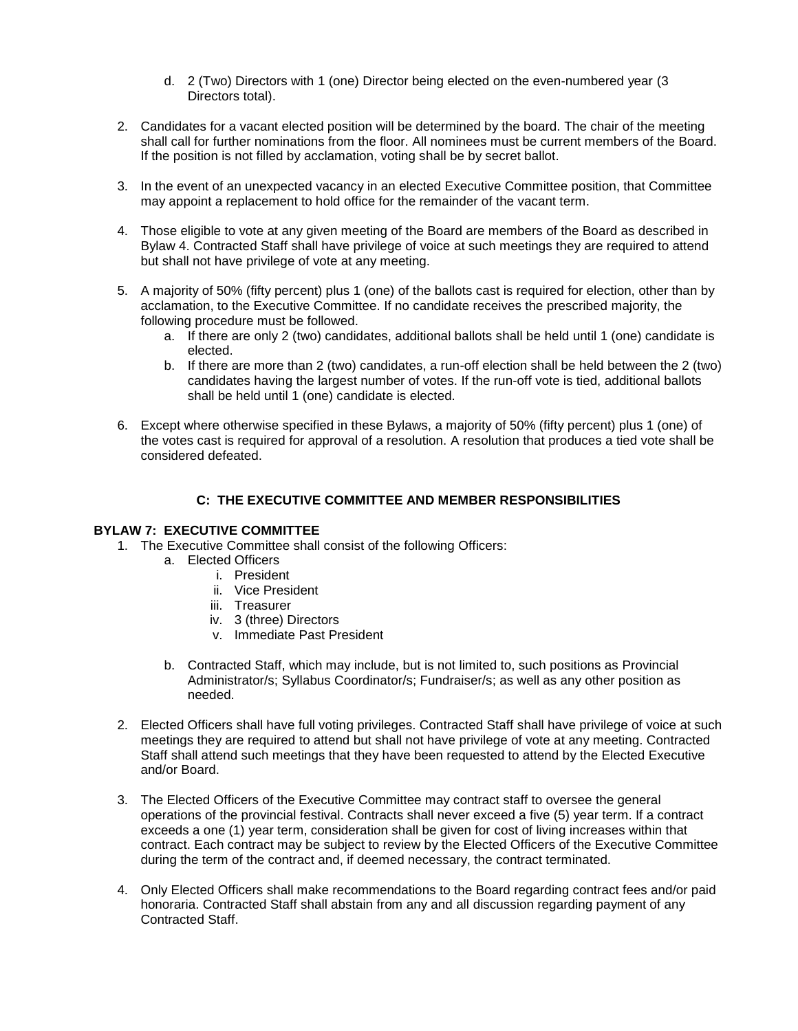d. 2 (Two) Directors with 1 (one) Director being elected on the even-numbered year (3 Directors total).

2. Candidates for a vacant elected position will be determined by the board. The chair of the meeting shall call for further nominations from the floor. All nominees must be current members of the Board. If the position is not filled by acclamation, voting shall be by secret ballot.

3. In the event of an unexpected vacancy in an elected Executive Committee position, that Committee may appoint a replacement to hold office for the remainder of the vacant term.

4. Those eligible to vote at any given meeting of the Board are members of the Board as described in Bylaw 4. Contracted Staff shall have privilege of voice at such meetings they are required to attend but shall not have privilege of vote at any meeting.

5. A majority of 50% (fifty percent) plus 1 (one) of the ballots cast is required for election, other than by acclamation, to the Executive Committee. If no candidate receives the prescribed majority, the following procedure must be followed.
   a. If there are only 2 (two) candidates, additional ballots shall be held until 1 (one) candidate is elected.
   b. If there are more than 2 (two) candidates, a run-off election shall be held between the 2 (two) candidates having the largest number of votes. If the run-off vote is tied, additional ballots shall be held until 1 (one) candidate is elected.

6. Except where otherwise specified in these Bylaws, a majority of 50% (fifty percent) plus 1 (one) of the votes cast is required for approval of a resolution. A resolution that produces a tied vote shall be considered defeated.

## C: THE EXECUTIVE COMMITTEE AND MEMBER RESPONSIBILITIES

### BYLAW 7: EXECUTIVE COMMITTEE

1. The Executive Committee shall consist of the following Officers:
   a. Elected Officers
      i. President
      ii. Vice President
      iii. Treasurer
      iv. 3 (three) Directors
      v. Immediate Past President

   b. Contracted Staff, which may include, but is not limited to, such positions as Provincial Administrator/s; Syllabus Coordinator/s; Fundraiser/s; as well as any other position as needed.

2. Elected Officers shall have full voting privileges. Contracted Staff shall have privilege of voice at such meetings they are required to attend but shall not have privilege of vote at any meeting. Contracted Staff shall attend such meetings that they have been requested to attend by the Elected Executive and/or Board.

3. The Elected Officers of the Executive Committee may contract staff to oversee the general operations of the provincial festival. Contracts shall never exceed a five (5) year term. If a contract exceeds a one (1) year term, consideration shall be given for cost of living increases within that contract. Each contract may be subject to review by the Elected Officers of the Executive Committee during the term of the contract and, if deemed necessary, the contract terminated.

4. Only Elected Officers shall make recommendations to the Board regarding contract fees and/or paid honoraria. Contracted Staff shall abstain from any and all discussion regarding payment of any Contracted Staff.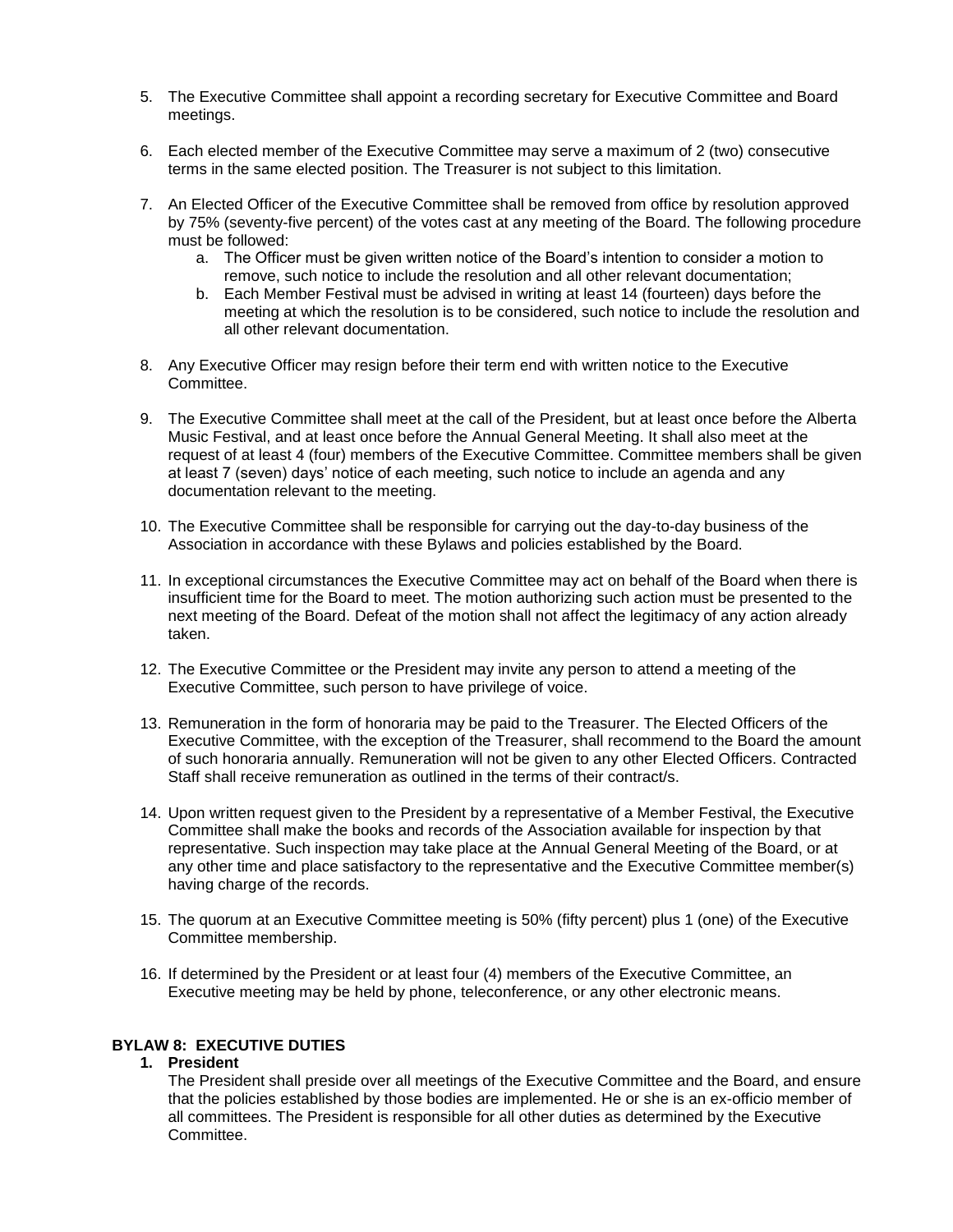5. The Executive Committee shall appoint a recording secretary for Executive Committee and Board meetings.

6. Each elected member of the Executive Committee may serve a maximum of 2 (two) consecutive terms in the same elected position. The Treasurer is not subject to this limitation.

7. An Elected Officer of the Executive Committee shall be removed from office by resolution approved by 75% (seventy-five percent) of the votes cast at any meeting of the Board. The following procedure must be followed:
   a. The Officer must be given written notice of the Board's intention to consider a motion to remove, such notice to include the resolution and all other relevant documentation;
   b. Each Member Festival must be advised in writing at least 14 (fourteen) days before the meeting at which the resolution is to be considered, such notice to include the resolution and all other relevant documentation.

8. Any Executive Officer may resign before their term end with written notice to the Executive Committee.

9. The Executive Committee shall meet at the call of the President, but at least once before the Alberta Music Festival, and at least once before the Annual General Meeting. It shall also meet at the request of at least 4 (four) members of the Executive Committee. Committee members shall be given at least 7 (seven) days' notice of each meeting, such notice to include an agenda and any documentation relevant to the meeting.

10. The Executive Committee shall be responsible for carrying out the day-to-day business of the Association in accordance with these Bylaws and policies established by the Board.

11. In exceptional circumstances the Executive Committee may act on behalf of the Board when there is insufficient time for the Board to meet. The motion authorizing such action must be presented to the next meeting of the Board. Defeat of the motion shall not affect the legitimacy of any action already taken.

12. The Executive Committee or the President may invite any person to attend a meeting of the Executive Committee, such person to have privilege of voice.

13. Remuneration in the form of honoraria may be paid to the Treasurer. The Elected Officers of the Executive Committee, with the exception of the Treasurer, shall recommend to the Board the amount of such honoraria annually. Remuneration will not be given to any other Elected Officers. Contracted Staff shall receive remuneration as outlined in the terms of their contract/s.

14. Upon written request given to the President by a representative of a Member Festival, the Executive Committee shall make the books and records of the Association available for inspection by that representative. Such inspection may take place at the Annual General Meeting of the Board, or at any other time and place satisfactory to the representative and the Executive Committee member(s) having charge of the records.

15. The quorum at an Executive Committee meeting is 50% (fifty percent) plus 1 (one) of the Executive Committee membership.

16. If determined by the President or at least four (4) members of the Executive Committee, an Executive meeting may be held by phone, teleconference, or any other electronic means.

## BYLAW 8: EXECUTIVE DUTIES

1. **President**

   The President shall preside over all meetings of the Executive Committee and the Board, and ensure that the policies established by those bodies are implemented. He or she is an ex-officio member of all committees. The President is responsible for all other duties as determined by the Executive Committee.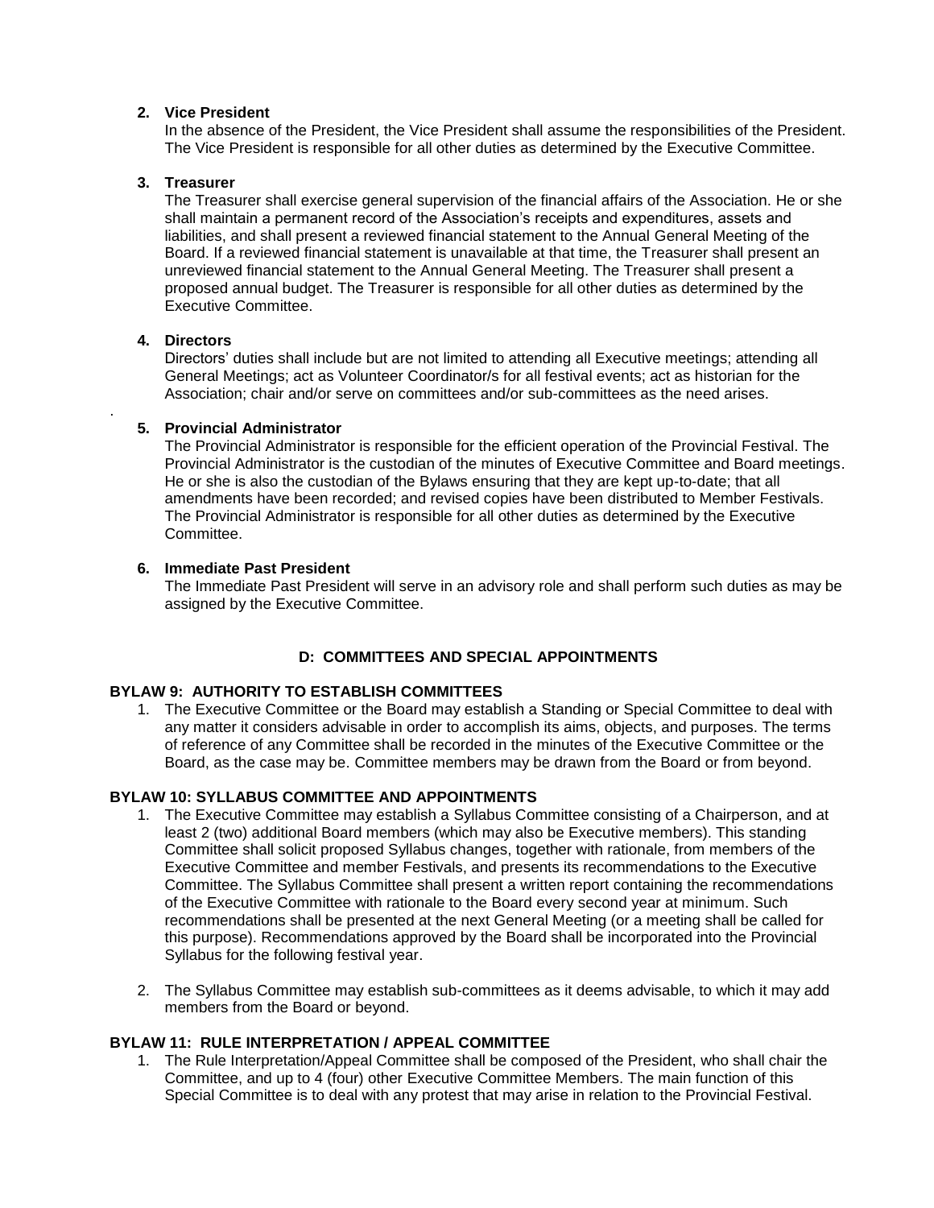2. **Vice President**

   In the absence of the President, the Vice President shall assume the responsibilities of the President. The Vice President is responsible for all other duties as determined by the Executive Committee.

3. **Treasurer**

   The Treasurer shall exercise general supervision of the financial affairs of the Association. He or she shall maintain a permanent record of the Association's receipts and expenditures, assets and liabilities, and shall present a reviewed financial statement to the Annual General Meeting of the Board. If a reviewed financial statement is unavailable at that time, the Treasurer shall present an unreviewed financial statement to the Annual General Meeting. The Treasurer shall present a proposed annual budget. The Treasurer is responsible for all other duties as determined by the Executive Committee.

4. **Directors**

   Directors' duties shall include but are not limited to attending all Executive meetings; attending all General Meetings; act as Volunteer Coordinator/s for all festival events; act as historian for the Association; chair and/or serve on committees and/or sub-committees as the need arises.

5. **Provincial Administrator**

   The Provincial Administrator is responsible for the efficient operation of the Provincial Festival. The Provincial Administrator is the custodian of the minutes of Executive Committee and Board meetings. He or she is also the custodian of the Bylaws ensuring that they are kept up-to-date; that all amendments have been recorded; and revised copies have been distributed to Member Festivals. The Provincial Administrator is responsible for all other duties as determined by the Executive Committee.

6. **Immediate Past President**

   The Immediate Past President will serve in an advisory role and shall perform such duties as may be assigned by the Executive Committee.

## D: COMMITTEES AND SPECIAL APPOINTMENTS

### BYLAW 9: AUTHORITY TO ESTABLISH COMMITTEES

1. The Executive Committee or the Board may establish a Standing or Special Committee to deal with any matter it considers advisable in order to accomplish its aims, objects, and purposes. The terms of reference of any Committee shall be recorded in the minutes of the Executive Committee or the Board, as the case may be. Committee members may be drawn from the Board or from beyond.

### BYLAW 10: SYLLABUS COMMITTEE AND APPOINTMENTS

1. The Executive Committee may establish a Syllabus Committee consisting of a Chairperson, and at least 2 (two) additional Board members (which may also be Executive members). This standing Committee shall solicit proposed Syllabus changes, together with rationale, from members of the Executive Committee and member Festivals, and presents its recommendations to the Executive Committee. The Syllabus Committee shall present a written report containing the recommendations of the Executive Committee with rationale to the Board every second year at minimum. Such recommendations shall be presented at the next General Meeting (or a meeting shall be called for this purpose). Recommendations approved by the Board shall be incorporated into the Provincial Syllabus for the following festival year.

2. The Syllabus Committee may establish sub-committees as it deems advisable, to which it may add members from the Board or beyond.

### BYLAW 11: RULE INTERPRETATION / APPEAL COMMITTEE

1. The Rule Interpretation/Appeal Committee shall be composed of the President, who shall chair the Committee, and up to 4 (four) other Executive Committee Members. The main function of this Special Committee is to deal with any protest that may arise in relation to the Provincial Festival.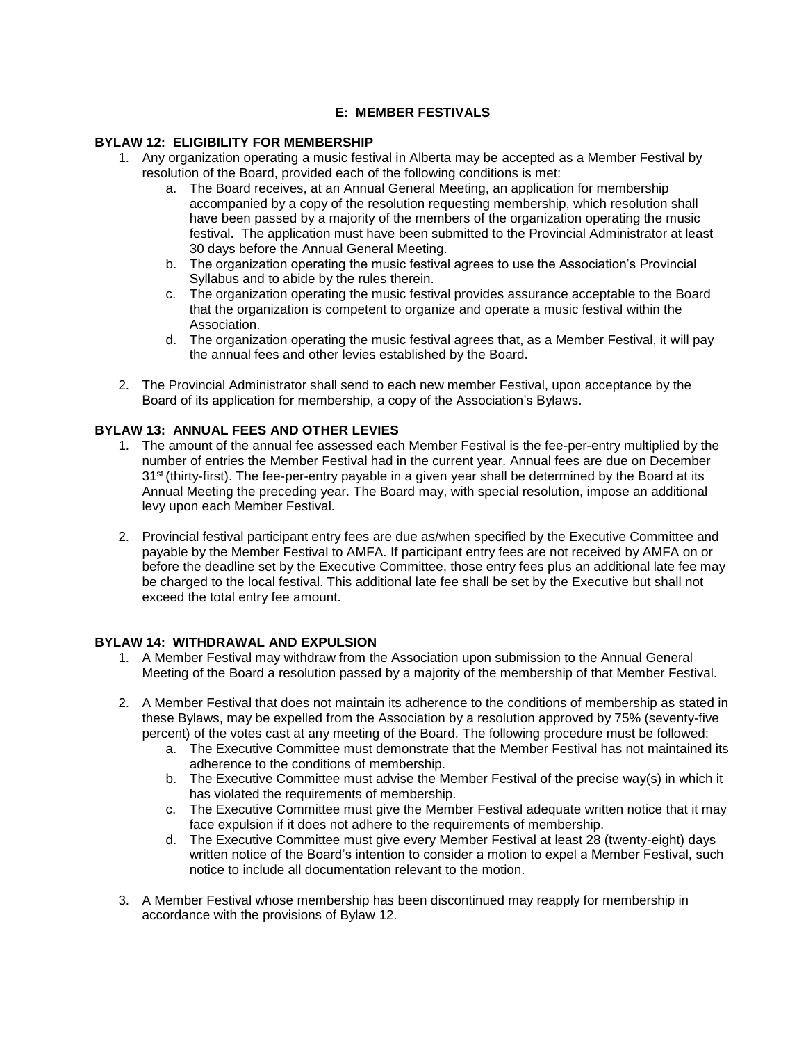## E: MEMBER FESTIVALS

### BYLAW 12: ELIGIBILITY FOR MEMBERSHIP

1. Any organization operating a music festival in Alberta may be accepted as a Member Festival by resolution of the Board, provided each of the following conditions is met:
   a. The Board receives, at an Annual General Meeting, an application for membership accompanied by a copy of the resolution requesting membership, which resolution shall have been passed by a majority of the members of the organization operating the music festival. The application must have been submitted to the Provincial Administrator at least 30 days before the Annual General Meeting.
   b. The organization operating the music festival agrees to use the Association's Provincial Syllabus and to abide by the rules therein.
   c. The organization operating the music festival provides assurance acceptable to the Board that the organization is competent to organize and operate a music festival within the Association.
   d. The organization operating the music festival agrees that, as a Member Festival, it will pay the annual fees and other levies established by the Board.

2. The Provincial Administrator shall send to each new member Festival, upon acceptance by the Board of its application for membership, a copy of the Association's Bylaws.

### BYLAW 13: ANNUAL FEES AND OTHER LEVIES

1. The amount of the annual fee assessed each Member Festival is the fee-per-entry multiplied by the number of entries the Member Festival had in the current year. Annual fees are due on December 31st (thirty-first). The fee-per-entry payable in a given year shall be determined by the Board at its Annual Meeting the preceding year. The Board may, with special resolution, impose an additional levy upon each Member Festival.

2. Provincial festival participant entry fees are due as/when specified by the Executive Committee and payable by the Member Festival to AMFA. If participant entry fees are not received by AMFA on or before the deadline set by the Executive Committee, those entry fees plus an additional late fee may be charged to the local festival. This additional late fee shall be set by the Executive but shall not exceed the total entry fee amount.

### BYLAW 14: WITHDRAWAL AND EXPULSION

1. A Member Festival may withdraw from the Association upon submission to the Annual General Meeting of the Board a resolution passed by a majority of the membership of that Member Festival.

2. A Member Festival that does not maintain its adherence to the conditions of membership as stated in these Bylaws, may be expelled from the Association by a resolution approved by 75% (seventy-five percent) of the votes cast at any meeting of the Board. The following procedure must be followed:
   a. The Executive Committee must demonstrate that the Member Festival has not maintained its adherence to the conditions of membership.
   b. The Executive Committee must advise the Member Festival of the precise way(s) in which it has violated the requirements of membership.
   c. The Executive Committee must give the Member Festival adequate written notice that it may face expulsion if it does not adhere to the requirements of membership.
   d. The Executive Committee must give every Member Festival at least 28 (twenty-eight) days written notice of the Board's intention to consider a motion to expel a Member Festival, such notice to include all documentation relevant to the motion.

3. A Member Festival whose membership has been discontinued may reapply for membership in accordance with the provisions of Bylaw 12.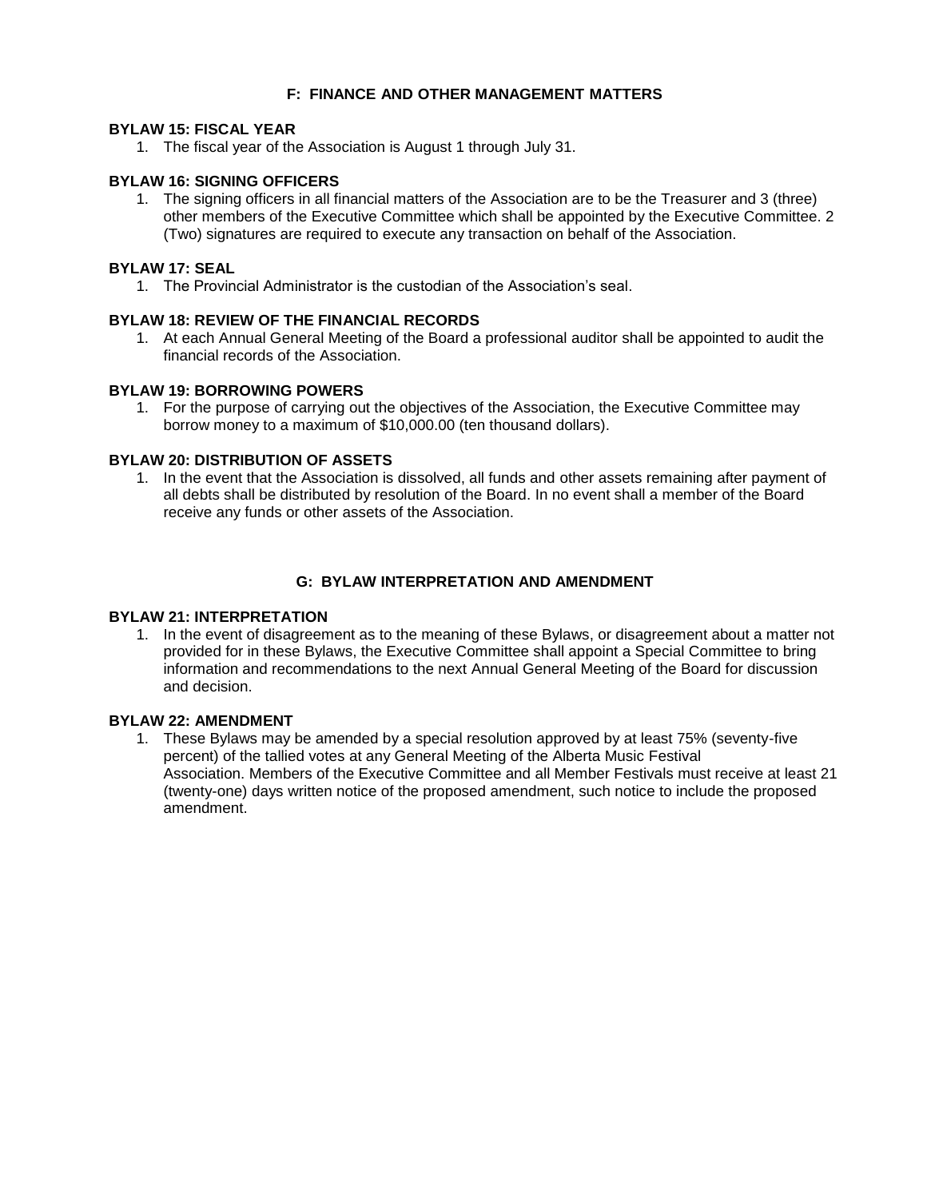## F: FINANCE AND OTHER MANAGEMENT MATTERS

### BYLAW 15: FISCAL YEAR

1. The fiscal year of the Association is August 1 through July 31.

### BYLAW 16: SIGNING OFFICERS

1. The signing officers in all financial matters of the Association are to be the Treasurer and 3 (three) other members of the Executive Committee which shall be appointed by the Executive Committee. 2 (Two) signatures are required to execute any transaction on behalf of the Association.

### BYLAW 17: SEAL

1. The Provincial Administrator is the custodian of the Association's seal.

### BYLAW 18: REVIEW OF THE FINANCIAL RECORDS

1. At each Annual General Meeting of the Board a professional auditor shall be appointed to audit the financial records of the Association.

### BYLAW 19: BORROWING POWERS

1. For the purpose of carrying out the objectives of the Association, the Executive Committee may borrow money to a maximum of $10,000.00 (ten thousand dollars).

### BYLAW 20: DISTRIBUTION OF ASSETS

1. In the event that the Association is dissolved, all funds and other assets remaining after payment of all debts shall be distributed by resolution of the Board. In no event shall a member of the Board receive any funds or other assets of the Association.

## G: BYLAW INTERPRETATION AND AMENDMENT

### BYLAW 21: INTERPRETATION

1. In the event of disagreement as to the meaning of these Bylaws, or disagreement about a matter not provided for in these Bylaws, the Executive Committee shall appoint a Special Committee to bring information and recommendations to the next Annual General Meeting of the Board for discussion and decision.

### BYLAW 22: AMENDMENT

1. These Bylaws may be amended by a special resolution approved by at least 75% (seventy-five percent) of the tallied votes at any General Meeting of the Alberta Music Festival Association. Members of the Executive Committee and all Member Festivals must receive at least 21 (twenty-one) days written notice of the proposed amendment, such notice to include the proposed amendment.